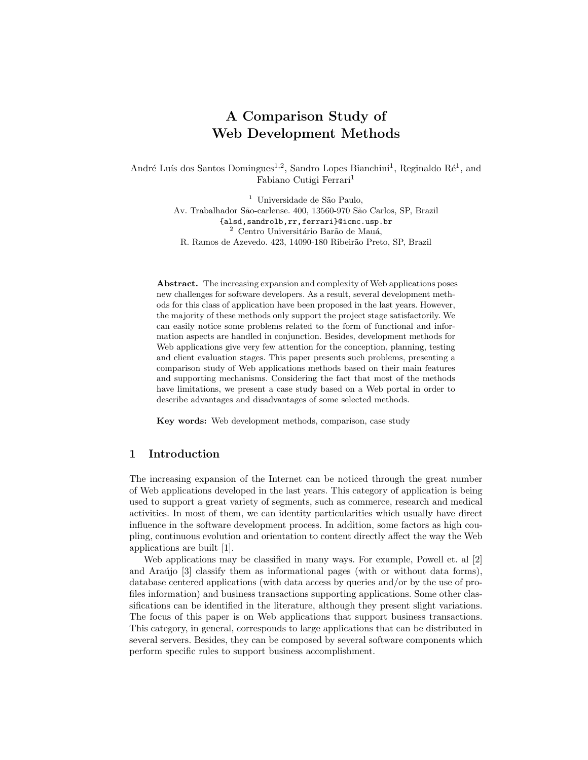# A Comparison Study of Web Development Methods

André Luís dos Santos Domingues[1,2], Sandro Lopes Bianchini[1], Reginaldo Ré[1], and Fabiano Cutigi Ferrari[1]

[1] Universidade de São Paulo,
Av. Trabalhador São-carlense. 400, 13560-970 São Carlos, SP, Brazil
{alsd,sandrolb,rr,ferrari}@icmc.usp.br
[2] Centro Universitário Barão de Mauá,
R. Ramos de Azevedo. 423, 14090-180 Ribeirão Preto, SP, Brazil

**Abstract.** The increasing expansion and complexity of Web applications poses new challenges for software developers. As a result, several development methods for this class of application have been proposed in the last years. However, the majority of these methods only support the project stage satisfactorily. We can easily notice some problems related to the form of functional and information aspects are handled in conjunction. Besides, development methods for Web applications give very few attention for the conception, planning, testing and client evaluation stages. This paper presents such problems, presenting a comparison study of Web applications methods based on their main features and supporting mechanisms. Considering the fact that most of the methods have limitations, we present a case study based on a Web portal in order to describe advantages and disadvantages of some selected methods.

**Key words:** Web development methods, comparison, case study

## 1 Introduction

The increasing expansion of the Internet can be noticed through the great number of Web applications developed in the last years. This category of application is being used to support a great variety of segments, such as commerce, research and medical activities. In most of them, we can identity particularities which usually have direct influence in the software development process. In addition, some factors as high coupling, continuous evolution and orientation to content directly affect the way the Web applications are built [1].

Web applications may be classified in many ways. For example, Powell et. al [2] and Araújo [3] classify them as informational pages (with or without data forms), database centered applications (with data access by queries and/or by the use of profiles information) and business transactions supporting applications. Some other classifications can be identified in the literature, although they present slight variations. The focus of this paper is on Web applications that support business transactions. This category, in general, corresponds to large applications that can be distributed in several servers. Besides, they can be composed by several software components which perform specific rules to support business accomplishment.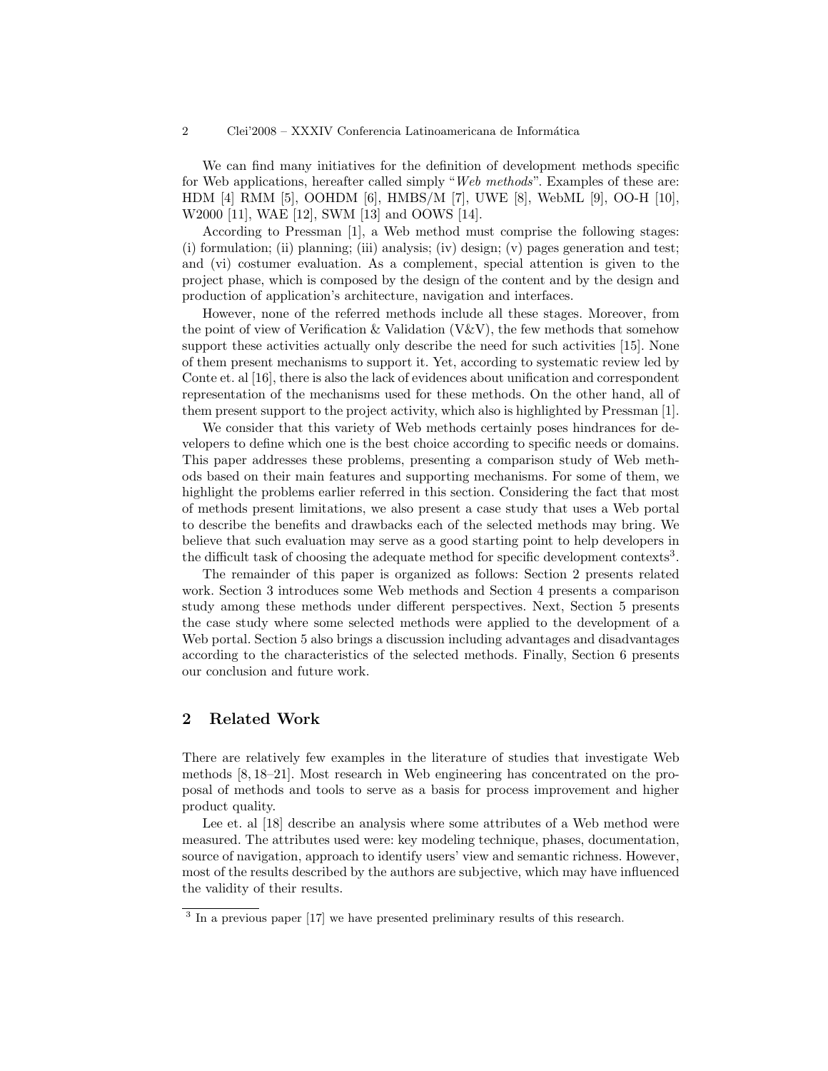We can find many initiatives for the definition of development methods specific for Web applications, hereafter called simply "*Web methods*". Examples of these are: HDM [4] RMM [5], OOHDM [6], HMBS/M [7], UWE [8], WebML [9], OO-H [10], W2000 [11], WAE [12], SWM [13] and OOWS [14].

According to Pressman [1], a Web method must comprise the following stages: (i) formulation; (ii) planning; (iii) analysis; (iv) design; (v) pages generation and test; and (vi) costumer evaluation. As a complement, special attention is given to the project phase, which is composed by the design of the content and by the design and production of application's architecture, navigation and interfaces.

However, none of the referred methods include all these stages. Moreover, from the point of view of Verification & Validation (V&V), the few methods that somehow support these activities actually only describe the need for such activities [15]. None of them present mechanisms to support it. Yet, according to systematic review led by Conte et. al [16], there is also the lack of evidences about unification and correspondent representation of the mechanisms used for these methods. On the other hand, all of them present support to the project activity, which also is highlighted by Pressman [1].

We consider that this variety of Web methods certainly poses hindrances for developers to define which one is the best choice according to specific needs or domains. This paper addresses these problems, presenting a comparison study of Web methods based on their main features and supporting mechanisms. For some of them, we highlight the problems earlier referred in this section. Considering the fact that most of methods present limitations, we also present a case study that uses a Web portal to describe the benefits and drawbacks each of the selected methods may bring. We believe that such evaluation may serve as a good starting point to help developers in the difficult task of choosing the adequate method for specific development contexts[3].

The remainder of this paper is organized as follows: Section 2 presents related work. Section 3 introduces some Web methods and Section 4 presents a comparison study among these methods under different perspectives. Next, Section 5 presents the case study where some selected methods were applied to the development of a Web portal. Section 5 also brings a discussion including advantages and disadvantages according to the characteristics of the selected methods. Finally, Section 6 presents our conclusion and future work.

## 2 Related Work

There are relatively few examples in the literature of studies that investigate Web methods [8, 18–21]. Most research in Web engineering has concentrated on the proposal of methods and tools to serve as a basis for process improvement and higher product quality.

Lee et. al [18] describe an analysis where some attributes of a Web method were measured. The attributes used were: key modeling technique, phases, documentation, source of navigation, approach to identify users' view and semantic richness. However, most of the results described by the authors are subjective, which may have influenced the validity of their results.

[3] In a previous paper [17] we have presented preliminary results of this research.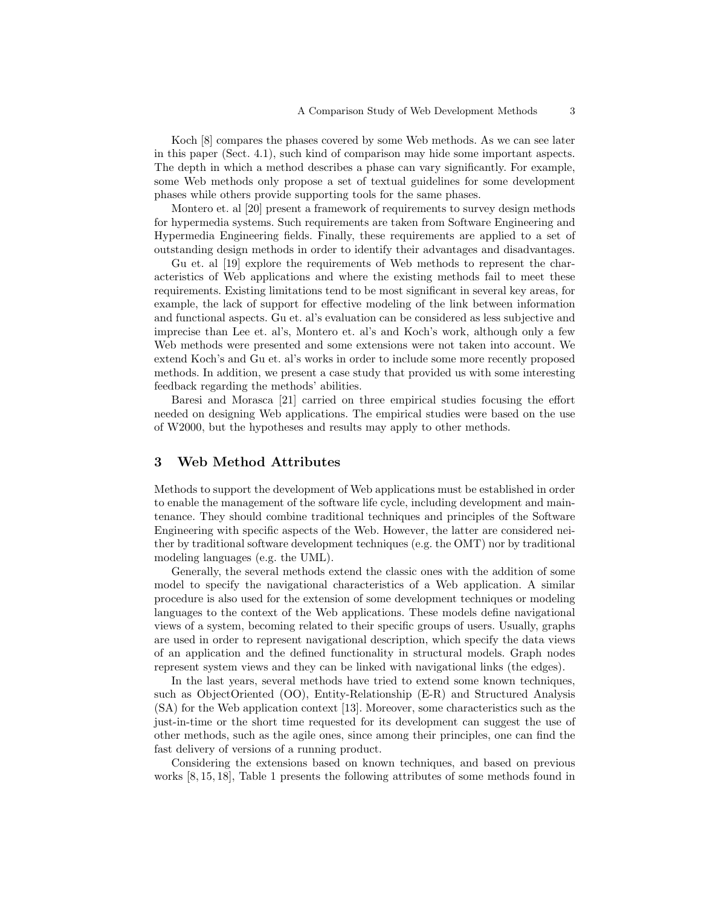Koch [8] compares the phases covered by some Web methods. As we can see later in this paper (Sect. 4.1), such kind of comparison may hide some important aspects. The depth in which a method describes a phase can vary significantly. For example, some Web methods only propose a set of textual guidelines for some development phases while others provide supporting tools for the same phases.

Montero et. al [20] present a framework of requirements to survey design methods for hypermedia systems. Such requirements are taken from Software Engineering and Hypermedia Engineering fields. Finally, these requirements are applied to a set of outstanding design methods in order to identify their advantages and disadvantages.

Gu et. al [19] explore the requirements of Web methods to represent the characteristics of Web applications and where the existing methods fail to meet these requirements. Existing limitations tend to be most significant in several key areas, for example, the lack of support for effective modeling of the link between information and functional aspects. Gu et. al's evaluation can be considered as less subjective and imprecise than Lee et. al's, Montero et. al's and Koch's work, although only a few Web methods were presented and some extensions were not taken into account. We extend Koch's and Gu et. al's works in order to include some more recently proposed methods. In addition, we present a case study that provided us with some interesting feedback regarding the methods' abilities.

Baresi and Morasca [21] carried on three empirical studies focusing the effort needed on designing Web applications. The empirical studies were based on the use of W2000, but the hypotheses and results may apply to other methods.

## 3 Web Method Attributes

Methods to support the development of Web applications must be established in order to enable the management of the software life cycle, including development and maintenance. They should combine traditional techniques and principles of the Software Engineering with specific aspects of the Web. However, the latter are considered neither by traditional software development techniques (e.g. the OMT) nor by traditional modeling languages (e.g. the UML).

Generally, the several methods extend the classic ones with the addition of some model to specify the navigational characteristics of a Web application. A similar procedure is also used for the extension of some development techniques or modeling languages to the context of the Web applications. These models define navigational views of a system, becoming related to their specific groups of users. Usually, graphs are used in order to represent navigational description, which specify the data views of an application and the defined functionality in structural models. Graph nodes represent system views and they can be linked with navigational links (the edges).

In the last years, several methods have tried to extend some known techniques, such as ObjectOriented (OO), Entity-Relationship (E-R) and Structured Analysis (SA) for the Web application context [13]. Moreover, some characteristics such as the just-in-time or the short time requested for its development can suggest the use of other methods, such as the agile ones, since among their principles, one can find the fast delivery of versions of a running product.

Considering the extensions based on known techniques, and based on previous works [8, 15, 18], Table 1 presents the following attributes of some methods found in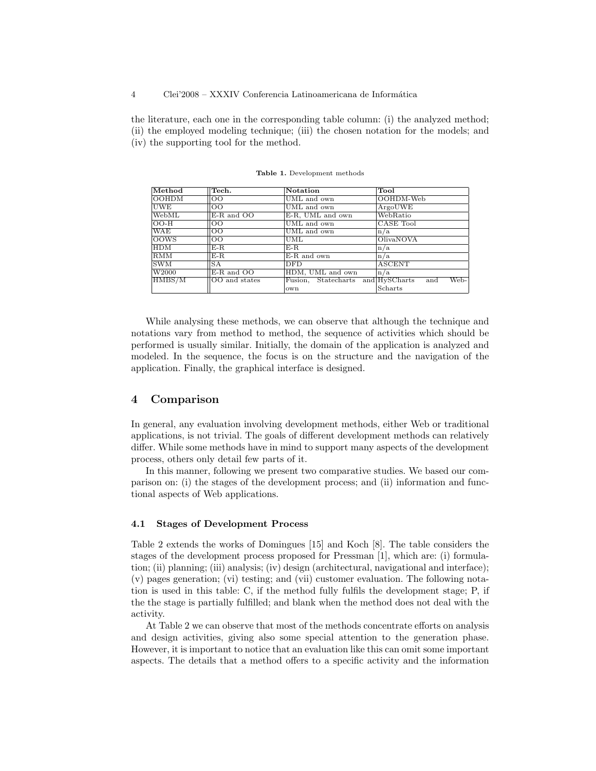the literature, each one in the corresponding table column: (i) the analyzed method; (ii) the employed modeling technique; (iii) the chosen notation for the models; and (iv) the supporting tool for the method.

**Table 1.** Development methods

| Method | Tech. | Notation | Tool |
|---|---|---|---|
| OOHDM | OO | UML and own | OOHDM-Web |
| UWE | OO | UML and own | ArgoUWE |
| WebML | E-R and OO | E-R, UML and own | WebRatio |
| OO-H | OO | UML and own | CASE Tool |
| WAE | OO | UML and own | n/a |
| OOWS | OO | UML | OlivaNOVA |
| HDM | E-R | E-R | n/a |
| RMM | E-R | E-R and own | n/a |
| SWM | SA | DFD | ASCENT |
| W2000 | E-R and OO | HDM, UML and own | n/a |
| HMBS/M | OO and states | Fusion, Statecharts and own | HySCharts and WebScharts |

While analysing these methods, we can observe that although the technique and notations vary from method to method, the sequence of activities which should be performed is usually similar. Initially, the domain of the application is analyzed and modeled. In the sequence, the focus is on the structure and the navigation of the application. Finally, the graphical interface is designed.

## 4 Comparison

In general, any evaluation involving development methods, either Web or traditional applications, is not trivial. The goals of different development methods can relatively differ. While some methods have in mind to support many aspects of the development process, others only detail few parts of it.

In this manner, following we present two comparative studies. We based our comparison on: (i) the stages of the development process; and (ii) information and functional aspects of Web applications.

### 4.1 Stages of Development Process

Table 2 extends the works of Domingues [15] and Koch [8]. The table considers the stages of the development process proposed for Pressman [1], which are: (i) formulation; (ii) planning; (iii) analysis; (iv) design (architectural, navigational and interface); (v) pages generation; (vi) testing; and (vii) customer evaluation. The following notation is used in this table: C, if the method fully fulfils the development stage; P, if the the stage is partially fulfilled; and blank when the method does not deal with the activity.

At Table 2 we can observe that most of the methods concentrate efforts on analysis and design activities, giving also some special attention to the generation phase. However, it is important to notice that an evaluation like this can omit some important aspects. The details that a method offers to a specific activity and the information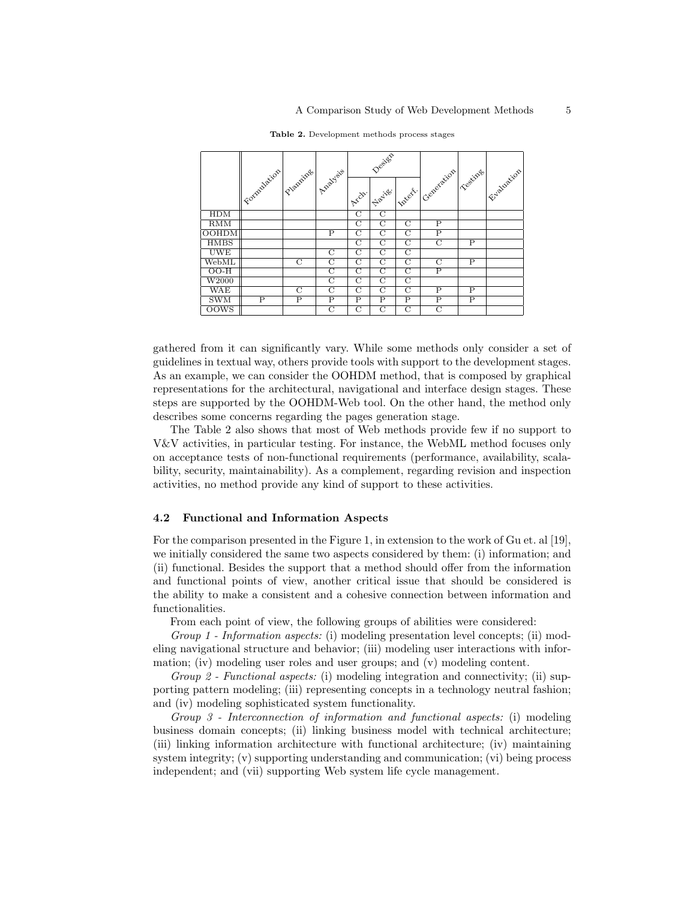**Table 2.** Development methods process stages

| | Formulation | Planning | Analysis | Design | | | Generation | Testing | Evaluation |
|---|---|---|---|---|---|---|---|---|---|
| | | | | Arch. | Navig. | Interf. | | | |
| HDM | | | | C | C | | | | |
| RMM | | | | C | C | C | P | | |
| OOHDM | | | P | C | C | C | P | | |
| HMBS | | | | C | C | C | C | P | |
| UWE | | | C | C | C | C | | | |
| WebML | | C | C | C | C | C | C | P | |
| OO-H | | | C | C | C | C | P | | |
| W2000 | | | C | C | C | C | | | |
| WAE | | C | C | C | C | C | P | P | |
| SWM | P | P | P | P | P | P | P | P | |
| OOWS | | | C | C | C | C | C | | |

gathered from it can significantly vary. While some methods only consider a set of guidelines in textual way, others provide tools with support to the development stages. As an example, we can consider the OOHDM method, that is composed by graphical representations for the architectural, navigational and interface design stages. These steps are supported by the OOHDM-Web tool. On the other hand, the method only describes some concerns regarding the pages generation stage.

The Table 2 also shows that most of Web methods provide few if no support to V&V activities, in particular testing. For instance, the WebML method focuses only on acceptance tests of non-functional requirements (performance, availability, scalability, security, maintainability). As a complement, regarding revision and inspection activities, no method provide any kind of support to these activities.

### 4.2 Functional and Information Aspects

For the comparison presented in the Figure 1, in extension to the work of Gu et. al [19], we initially considered the same two aspects considered by them: (i) information; and (ii) functional. Besides the support that a method should offer from the information and functional points of view, another critical issue that should be considered is the ability to make a consistent and a cohesive connection between information and functionalities.

From each point of view, the following groups of abilities were considered:

*Group 1 - Information aspects:* (i) modeling presentation level concepts; (ii) modeling navigational structure and behavior; (iii) modeling user interactions with information; (iv) modeling user roles and user groups; and (v) modeling content.

*Group 2 - Functional aspects:* (i) modeling integration and connectivity; (ii) supporting pattern modeling; (iii) representing concepts in a technology neutral fashion; and (iv) modeling sophisticated system functionality.

*Group 3 - Interconnection of information and functional aspects:* (i) modeling business domain concepts; (ii) linking business model with technical architecture; (iii) linking information architecture with functional architecture; (iv) maintaining system integrity; (v) supporting understanding and communication; (vi) being process independent; and (vii) supporting Web system life cycle management.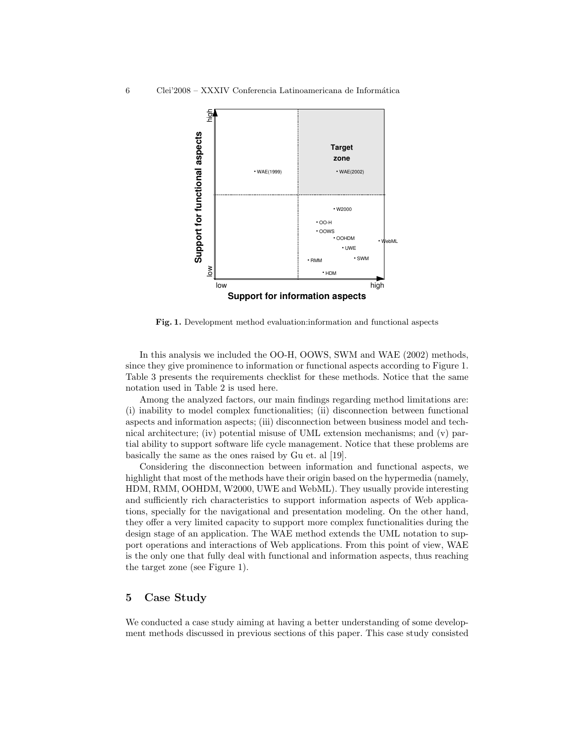**Fig. 1.** Development method evaluation:information and functional aspects

In this analysis we included the OO-H, OOWS, SWM and WAE (2002) methods, since they give prominence to information or functional aspects according to Figure 1. Table 3 presents the requirements checklist for these methods. Notice that the same notation used in Table 2 is used here.

Among the analyzed factors, our main findings regarding method limitations are: (i) inability to model complex functionalities; (ii) disconnection between functional aspects and information aspects; (iii) disconnection between business model and technical architecture; (iv) potential misuse of UML extension mechanisms; and (v) partial ability to support software life cycle management. Notice that these problems are basically the same as the ones raised by Gu et. al [19].

Considering the disconnection between information and functional aspects, we highlight that most of the methods have their origin based on the hypermedia (namely, HDM, RMM, OOHDM, W2000, UWE and WebML). They usually provide interesting and sufficiently rich characteristics to support information aspects of Web applications, specially for the navigational and presentation modeling. On the other hand, they offer a very limited capacity to support more complex functionalities during the design stage of an application. The WAE method extends the UML notation to support operations and interactions of Web applications. From this point of view, WAE is the only one that fully deal with functional and information aspects, thus reaching the target zone (see Figure 1).

## 5 Case Study

We conducted a case study aiming at having a better understanding of some development methods discussed in previous sections of this paper. This case study consisted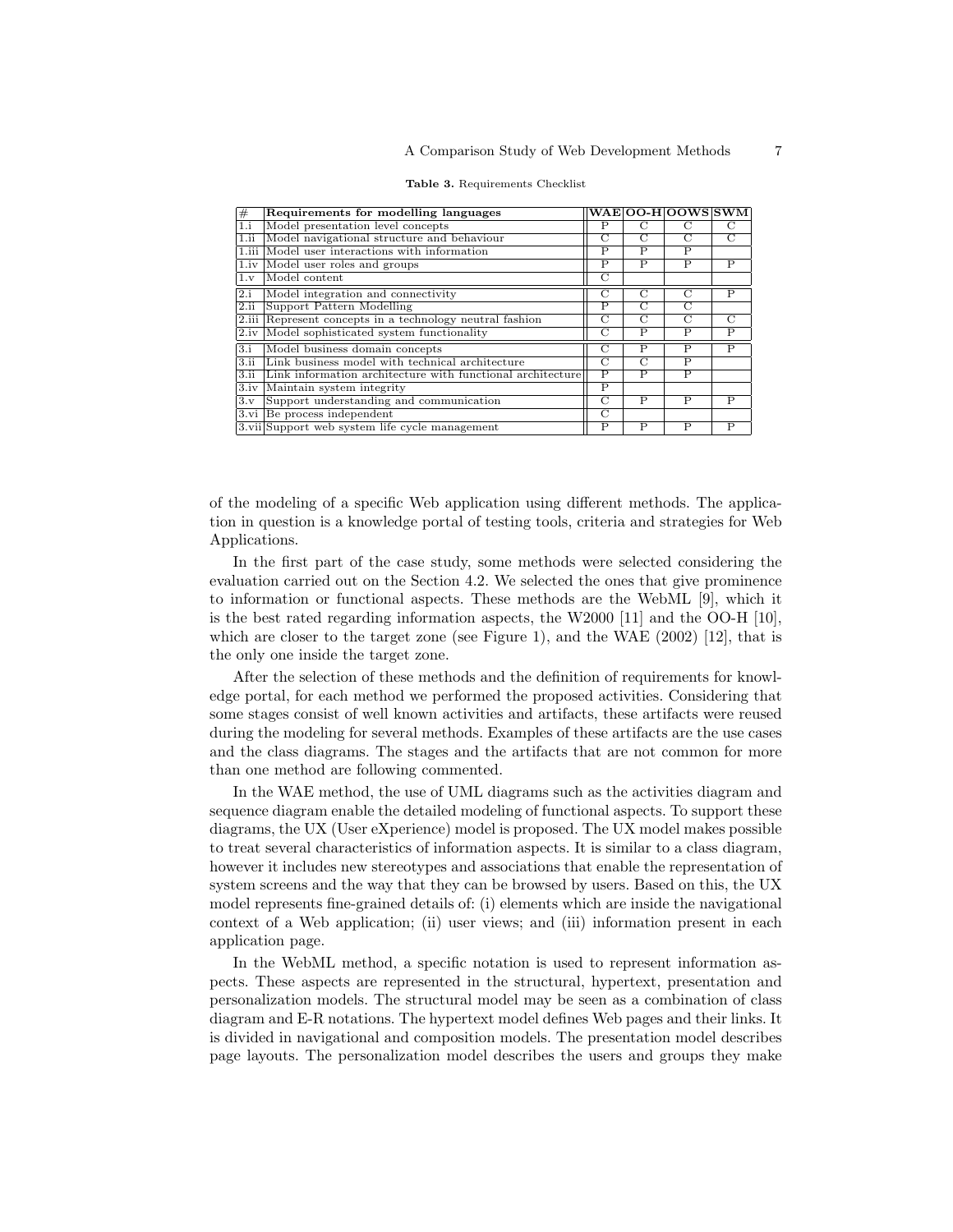**Table 3.** Requirements Checklist

| # | Requirements for modelling languages | WAE | OO-H | OOWS | SWM |
|---|---|---|---|---|---|
| 1.i | Model presentation level concepts | P | C | C | C |
| 1.ii | Model navigational structure and behaviour | C | C | C | C |
| 1.iii | Model user interactions with information | P | P | P | |
| 1.iv | Model user roles and groups | P | P | P | P |
| 1.v | Model content | C | | | |
| 2.i | Model integration and connectivity | C | C | C | P |
| 2.ii | Support Pattern Modelling | P | C | C | |
| 2.iii | Represent concepts in a technology neutral fashion | C | C | C | C |
| 2.iv | Model sophisticated system functionality | C | P | P | P |
| 3.i | Model business domain concepts | C | P | P | P |
| 3.ii | Link business model with technical architecture | C | C | P | |
| 3.ii | Link information architecture with functional architecture | P | P | P | |
| 3.iv | Maintain system integrity | P | | | |
| 3.v | Support understanding and communication | C | P | P | P |
| 3.vi | Be process independent | C | | | |
| 3.vii | Support web system life cycle management | P | P | P | P |

of the modeling of a specific Web application using different methods. The application in question is a knowledge portal of testing tools, criteria and strategies for Web Applications.

In the first part of the case study, some methods were selected considering the evaluation carried out on the Section 4.2. We selected the ones that give prominence to information or functional aspects. These methods are the WebML [9], which it is the best rated regarding information aspects, the W2000 [11] and the OO-H [10], which are closer to the target zone (see Figure 1), and the WAE (2002) [12], that is the only one inside the target zone.

After the selection of these methods and the definition of requirements for knowledge portal, for each method we performed the proposed activities. Considering that some stages consist of well known activities and artifacts, these artifacts were reused during the modeling for several methods. Examples of these artifacts are the use cases and the class diagrams. The stages and the artifacts that are not common for more than one method are following commented.

In the WAE method, the use of UML diagrams such as the activities diagram and sequence diagram enable the detailed modeling of functional aspects. To support these diagrams, the UX (User eXperience) model is proposed. The UX model makes possible to treat several characteristics of information aspects. It is similar to a class diagram, however it includes new stereotypes and associations that enable the representation of system screens and the way that they can be browsed by users. Based on this, the UX model represents fine-grained details of: (i) elements which are inside the navigational context of a Web application; (ii) user views; and (iii) information present in each application page.

In the WebML method, a specific notation is used to represent information aspects. These aspects are represented in the structural, hypertext, presentation and personalization models. The structural model may be seen as a combination of class diagram and E-R notations. The hypertext model defines Web pages and their links. It is divided in navigational and composition models. The presentation model describes page layouts. The personalization model describes the users and groups they make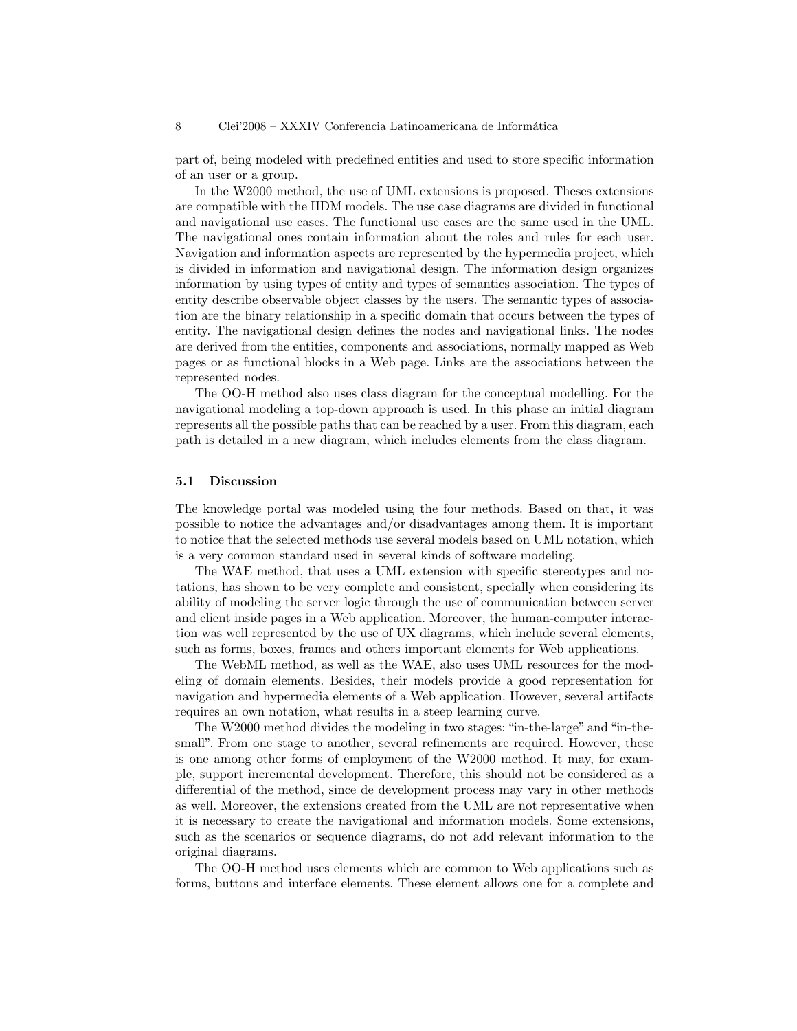part of, being modeled with predefined entities and used to store specific information of an user or a group.

In the W2000 method, the use of UML extensions is proposed. Theses extensions are compatible with the HDM models. The use case diagrams are divided in functional and navigational use cases. The functional use cases are the same used in the UML. The navigational ones contain information about the roles and rules for each user. Navigation and information aspects are represented by the hypermedia project, which is divided in information and navigational design. The information design organizes information by using types of entity and types of semantics association. The types of entity describe observable object classes by the users. The semantic types of association are the binary relationship in a specific domain that occurs between the types of entity. The navigational design defines the nodes and navigational links. The nodes are derived from the entities, components and associations, normally mapped as Web pages or as functional blocks in a Web page. Links are the associations between the represented nodes.

The OO-H method also uses class diagram for the conceptual modelling. For the navigational modeling a top-down approach is used. In this phase an initial diagram represents all the possible paths that can be reached by a user. From this diagram, each path is detailed in a new diagram, which includes elements from the class diagram.

### 5.1 Discussion

The knowledge portal was modeled using the four methods. Based on that, it was possible to notice the advantages and/or disadvantages among them. It is important to notice that the selected methods use several models based on UML notation, which is a very common standard used in several kinds of software modeling.

The WAE method, that uses a UML extension with specific stereotypes and notations, has shown to be very complete and consistent, specially when considering its ability of modeling the server logic through the use of communication between server and client inside pages in a Web application. Moreover, the human-computer interaction was well represented by the use of UX diagrams, which include several elements, such as forms, boxes, frames and others important elements for Web applications.

The WebML method, as well as the WAE, also uses UML resources for the modeling of domain elements. Besides, their models provide a good representation for navigation and hypermedia elements of a Web application. However, several artifacts requires an own notation, what results in a steep learning curve.

The W2000 method divides the modeling in two stages: "in-the-large" and "in-the-small". From one stage to another, several refinements are required. However, these is one among other forms of employment of the W2000 method. It may, for example, support incremental development. Therefore, this should not be considered as a differential of the method, since de development process may vary in other methods as well. Moreover, the extensions created from the UML are not representative when it is necessary to create the navigational and information models. Some extensions, such as the scenarios or sequence diagrams, do not add relevant information to the original diagrams.

The OO-H method uses elements which are common to Web applications such as forms, buttons and interface elements. These element allows one for a complete and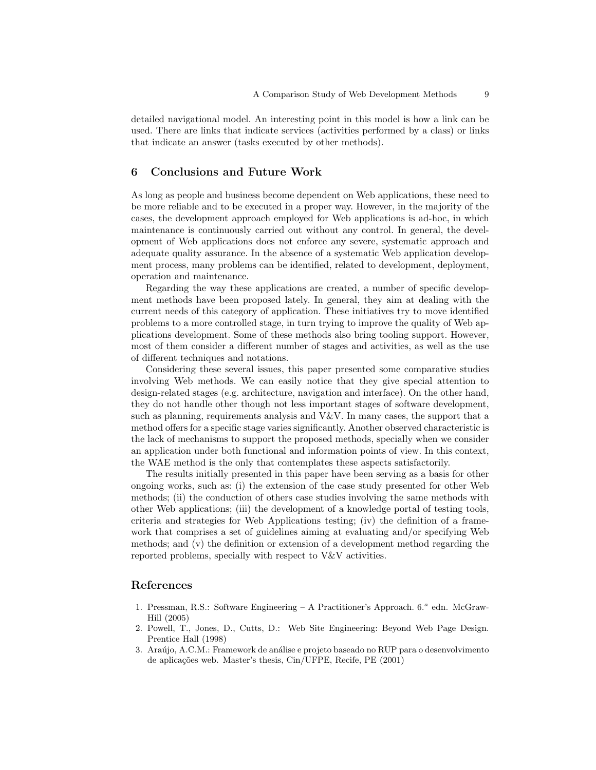detailed navigational model. An interesting point in this model is how a link can be used. There are links that indicate services (activities performed by a class) or links that indicate an answer (tasks executed by other methods).

## 6 Conclusions and Future Work

As long as people and business become dependent on Web applications, these need to be more reliable and to be executed in a proper way. However, in the majority of the cases, the development approach employed for Web applications is ad-hoc, in which maintenance is continuously carried out without any control. In general, the development of Web applications does not enforce any severe, systematic approach and adequate quality assurance. In the absence of a systematic Web application development process, many problems can be identified, related to development, deployment, operation and maintenance.

Regarding the way these applications are created, a number of specific development methods have been proposed lately. In general, they aim at dealing with the current needs of this category of application. These initiatives try to move identified problems to a more controlled stage, in turn trying to improve the quality of Web applications development. Some of these methods also bring tooling support. However, most of them consider a different number of stages and activities, as well as the use of different techniques and notations.

Considering these several issues, this paper presented some comparative studies involving Web methods. We can easily notice that they give special attention to design-related stages (e.g. architecture, navigation and interface). On the other hand, they do not handle other though not less important stages of software development, such as planning, requirements analysis and V&V. In many cases, the support that a method offers for a specific stage varies significantly. Another observed characteristic is the lack of mechanisms to support the proposed methods, specially when we consider an application under both functional and information points of view. In this context, the WAE method is the only that contemplates these aspects satisfactorily.

The results initially presented in this paper have been serving as a basis for other ongoing works, such as: (i) the extension of the case study presented for other Web methods; (ii) the conduction of others case studies involving the same methods with other Web applications; (iii) the development of a knowledge portal of testing tools, criteria and strategies for Web Applications testing; (iv) the definition of a framework that comprises a set of guidelines aiming at evaluating and/or specifying Web methods; and (v) the definition or extension of a development method regarding the reported problems, specially with respect to V&V activities.

## References

1. Pressman, R.S.: Software Engineering – A Practitioner's Approach. 6.ª edn. McGraw-Hill (2005)
2. Powell, T., Jones, D., Cutts, D.: Web Site Engineering: Beyond Web Page Design. Prentice Hall (1998)
3. Araújo, A.C.M.: Framework de análise e projeto baseado no RUP para o desenvolvimento de aplicações web. Master's thesis, Cin/UFPE, Recife, PE (2001)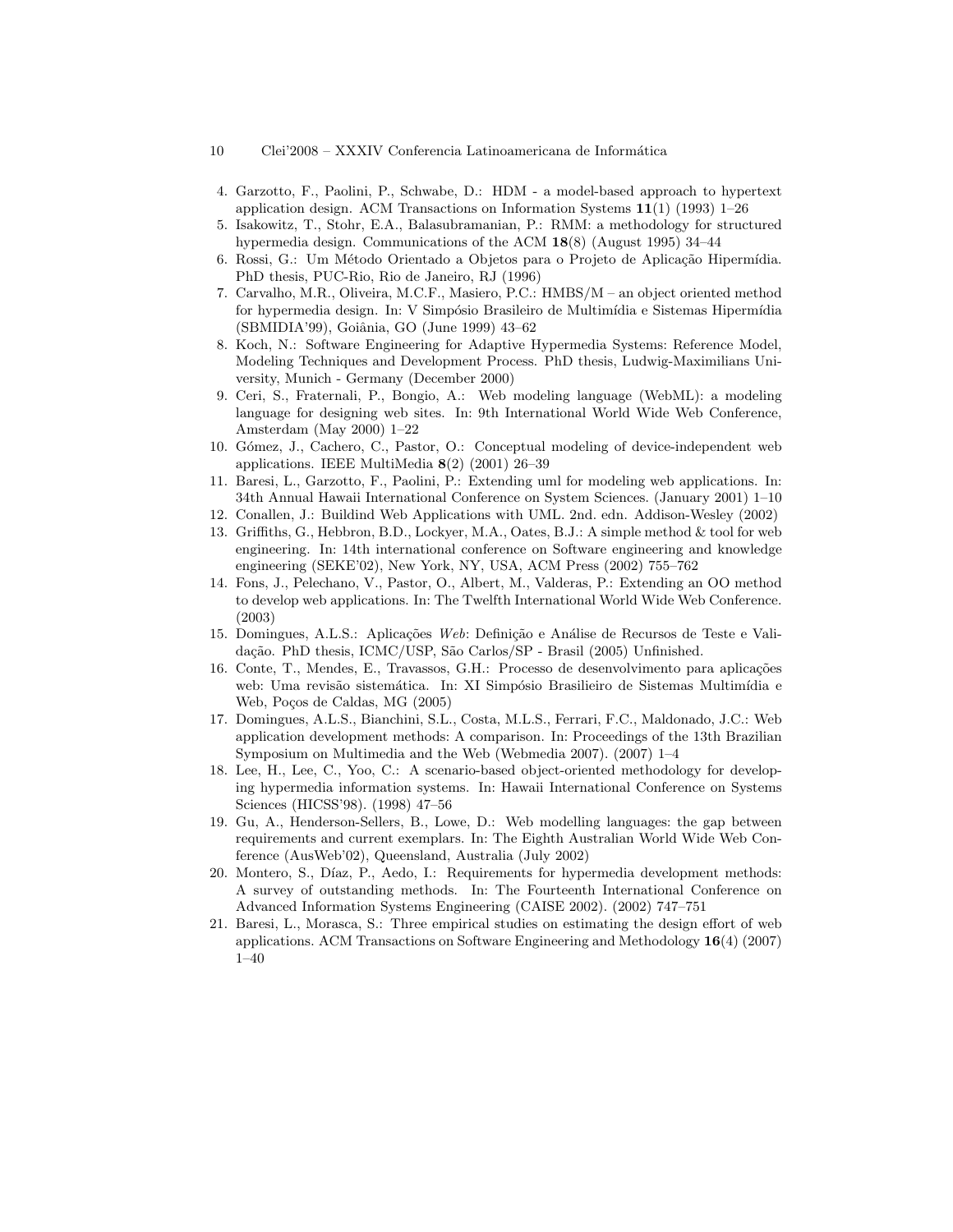4. Garzotto, F., Paolini, P., Schwabe, D.: HDM - a model-based approach to hypertext application design. ACM Transactions on Information Systems **11**(1) (1993) 1–26
5. Isakowitz, T., Stohr, E.A., Balasubramanian, P.: RMM: a methodology for structured hypermedia design. Communications of the ACM **18**(8) (August 1995) 34–44
6. Rossi, G.: Um Método Orientado a Objetos para o Projeto de Aplicação Hipermídia. PhD thesis, PUC-Rio, Rio de Janeiro, RJ (1996)
7. Carvalho, M.R., Oliveira, M.C.F., Masiero, P.C.: HMBS/M – an object oriented method for hypermedia design. In: V Simpósio Brasileiro de Multimídia e Sistemas Hipermídia (SBMIDIA'99), Goiânia, GO (June 1999) 43–62
8. Koch, N.: Software Engineering for Adaptive Hypermedia Systems: Reference Model, Modeling Techniques and Development Process. PhD thesis, Ludwig-Maximilians University, Munich - Germany (December 2000)
9. Ceri, S., Fraternali, P., Bongio, A.: Web modeling language (WebML): a modeling language for designing web sites. In: 9th International World Wide Web Conference, Amsterdam (May 2000) 1–22
10. Gómez, J., Cachero, C., Pastor, O.: Conceptual modeling of device-independent web applications. IEEE MultiMedia **8**(2) (2001) 26–39
11. Baresi, L., Garzotto, F., Paolini, P.: Extending uml for modeling web applications. In: 34th Annual Hawaii International Conference on System Sciences. (January 2001) 1–10
12. Conallen, J.: Buildind Web Applications with UML. 2nd. edn. Addison-Wesley (2002)
13. Griffiths, G., Hebbron, B.D., Lockyer, M.A., Oates, B.J.: A simple method & tool for web engineering. In: 14th international conference on Software engineering and knowledge engineering (SEKE'02), New York, NY, USA, ACM Press (2002) 755–762
14. Fons, J., Pelechano, V., Pastor, O., Albert, M., Valderas, P.: Extending an OO method to develop web applications. In: The Twelfth International World Wide Web Conference. (2003)
15. Domingues, A.L.S.: Aplicações *Web*: Definição e Análise de Recursos de Teste e Validação. PhD thesis, ICMC/USP, São Carlos/SP - Brasil (2005) Unfinished.
16. Conte, T., Mendes, E., Travassos, G.H.: Processo de desenvolvimento para aplicações web: Uma revisão sistemática. In: XI Simpósio Brasilieiro de Sistemas Multimídia e Web, Poços de Caldas, MG (2005)
17. Domingues, A.L.S., Bianchini, S.L., Costa, M.L.S., Ferrari, F.C., Maldonado, J.C.: Web application development methods: A comparison. In: Proceedings of the 13th Brazilian Symposium on Multimedia and the Web (Webmedia 2007). (2007) 1–4
18. Lee, H., Lee, C., Yoo, C.: A scenario-based object-oriented methodology for developing hypermedia information systems. In: Hawaii International Conference on Systems Sciences (HICSS'98). (1998) 47–56
19. Gu, A., Henderson-Sellers, B., Lowe, D.: Web modelling languages: the gap between requirements and current exemplars. In: The Eighth Australian World Wide Web Conference (AusWeb'02), Queensland, Australia (July 2002)
20. Montero, S., Díaz, P., Aedo, I.: Requirements for hypermedia development methods: A survey of outstanding methods. In: The Fourteenth International Conference on Advanced Information Systems Engineering (CAISE 2002). (2002) 747–751
21. Baresi, L., Morasca, S.: Three empirical studies on estimating the design effort of web applications. ACM Transactions on Software Engineering and Methodology **16**(4) (2007) 1–40